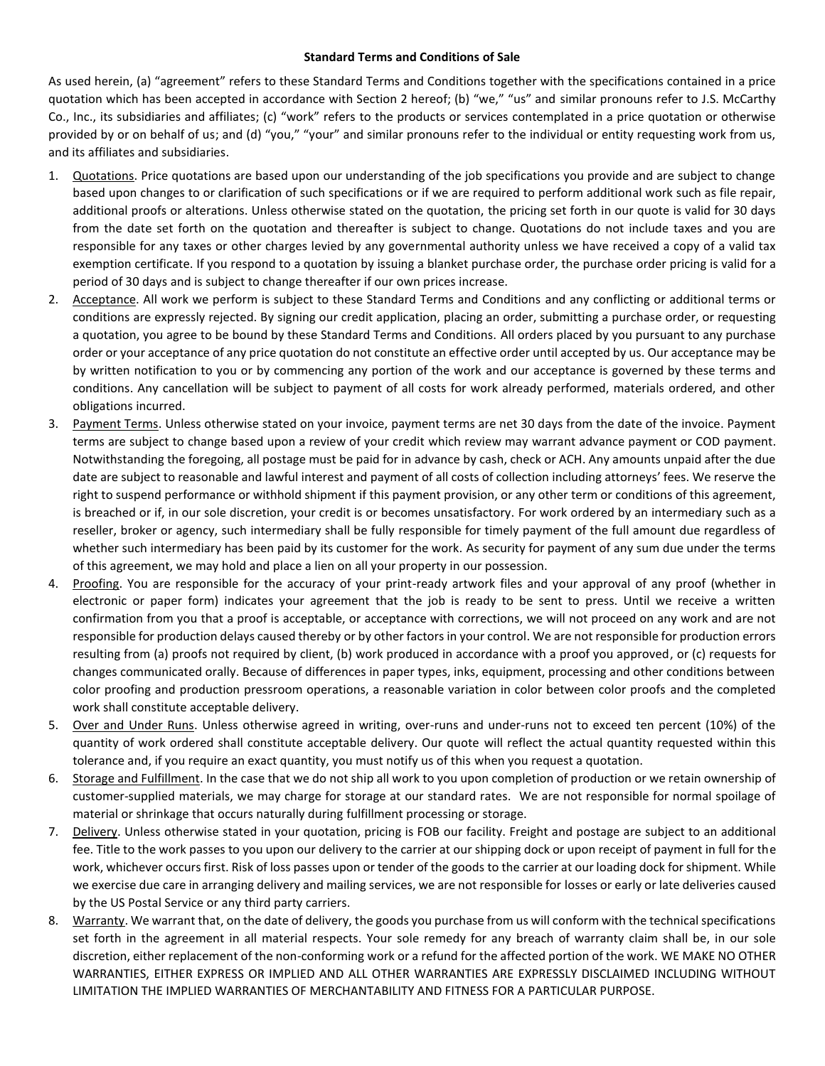**Standard Terms and Conditions of Sale**

As used herein, (a) "agreement" refers to these Standard Terms and Conditions together with the specifications contained in a price quotation which has been accepted in accordance with Section 2 hereof; (b) "we," "us" and similar pronouns refer to J.S. McCarthy Co., Inc., its subsidiaries and affiliates; (c) "work" refers to the products or services contemplated in a price quotation or otherwise provided by or on behalf of us; and (d) "you," "your" and similar pronouns refer to the individual or entity requesting work from us, and its affiliates and subsidiaries.

1. Quotations. Price quotations are based upon our understanding of the job specifications you provide and are subject to change based upon changes to or clarification of such specifications or if we are required to perform additional work such as file repair, additional proofs or alterations. Unless otherwise stated on the quotation, the pricing set forth in our quote is valid for 30 days from the date set forth on the quotation and thereafter is subject to change. Quotations do not include taxes and you are responsible for any taxes or other charges levied by any governmental authority unless we have received a copy of a valid tax exemption certificate. If you respond to a quotation by issuing a blanket purchase order, the purchase order pricing is valid for a period of 30 days and is subject to change thereafter if our own prices increase.
2. Acceptance. All work we perform is subject to these Standard Terms and Conditions and any conflicting or additional terms or conditions are expressly rejected. By signing our credit application, placing an order, submitting a purchase order, or requesting a quotation, you agree to be bound by these Standard Terms and Conditions. All orders placed by you pursuant to any purchase order or your acceptance of any price quotation do not constitute an effective order until accepted by us. Our acceptance may be by written notification to you or by commencing any portion of the work and our acceptance is governed by these terms and conditions. Any cancellation will be subject to payment of all costs for work already performed, materials ordered, and other obligations incurred.
3. Payment Terms. Unless otherwise stated on your invoice, payment terms are net 30 days from the date of the invoice. Payment terms are subject to change based upon a review of your credit which review may warrant advance payment or COD payment. Notwithstanding the foregoing, all postage must be paid for in advance by cash, check or ACH. Any amounts unpaid after the due date are subject to reasonable and lawful interest and payment of all costs of collection including attorneys' fees. We reserve the right to suspend performance or withhold shipment if this payment provision, or any other term or conditions of this agreement, is breached or if, in our sole discretion, your credit is or becomes unsatisfactory. For work ordered by an intermediary such as a reseller, broker or agency, such intermediary shall be fully responsible for timely payment of the full amount due regardless of whether such intermediary has been paid by its customer for the work. As security for payment of any sum due under the terms of this agreement, we may hold and place a lien on all your property in our possession.
4. Proofing. You are responsible for the accuracy of your print-ready artwork files and your approval of any proof (whether in electronic or paper form) indicates your agreement that the job is ready to be sent to press. Until we receive a written confirmation from you that a proof is acceptable, or acceptance with corrections, we will not proceed on any work and are not responsible for production delays caused thereby or by other factors in your control. We are not responsible for production errors resulting from (a) proofs not required by client, (b) work produced in accordance with a proof you approved, or (c) requests for changes communicated orally. Because of differences in paper types, inks, equipment, processing and other conditions between color proofing and production pressroom operations, a reasonable variation in color between color proofs and the completed work shall constitute acceptable delivery.
5. Over and Under Runs. Unless otherwise agreed in writing, over-runs and under-runs not to exceed ten percent (10%) of the quantity of work ordered shall constitute acceptable delivery. Our quote will reflect the actual quantity requested within this tolerance and, if you require an exact quantity, you must notify us of this when you request a quotation.
6. Storage and Fulfillment. In the case that we do not ship all work to you upon completion of production or we retain ownership of customer-supplied materials, we may charge for storage at our standard rates. We are not responsible for normal spoilage of material or shrinkage that occurs naturally during fulfillment processing or storage.
7. Delivery. Unless otherwise stated in your quotation, pricing is FOB our facility. Freight and postage are subject to an additional fee. Title to the work passes to you upon our delivery to the carrier at our shipping dock or upon receipt of payment in full for the work, whichever occurs first. Risk of loss passes upon or tender of the goods to the carrier at our loading dock for shipment. While we exercise due care in arranging delivery and mailing services, we are not responsible for losses or early or late deliveries caused by the US Postal Service or any third party carriers.
8. Warranty. We warrant that, on the date of delivery, the goods you purchase from us will conform with the technical specifications set forth in the agreement in all material respects. Your sole remedy for any breach of warranty claim shall be, in our sole discretion, either replacement of the non-conforming work or a refund for the affected portion of the work. WE MAKE NO OTHER WARRANTIES, EITHER EXPRESS OR IMPLIED AND ALL OTHER WARRANTIES ARE EXPRESSLY DISCLAIMED INCLUDING WITHOUT LIMITATION THE IMPLIED WARRANTIES OF MERCHANTABILITY AND FITNESS FOR A PARTICULAR PURPOSE.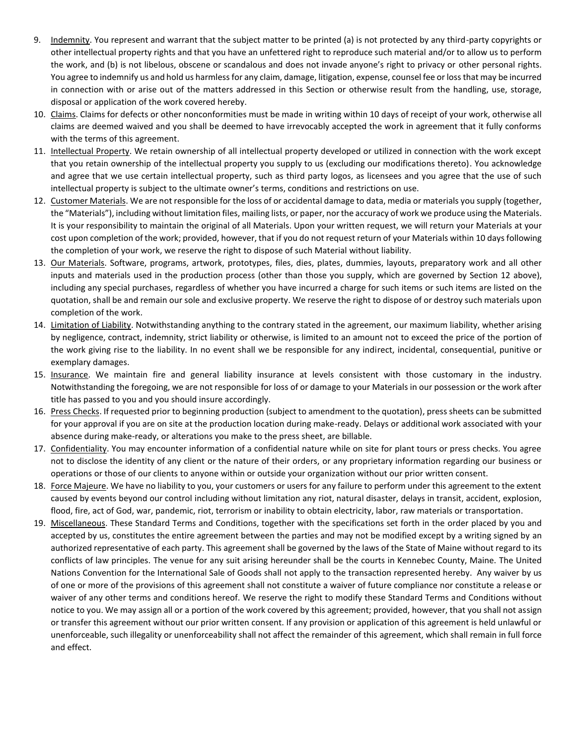9. <u>Indemnity</u>. You represent and warrant that the subject matter to be printed (a) is not protected by any third-party copyrights or other intellectual property rights and that you have an unfettered right to reproduce such material and/or to allow us to perform the work, and (b) is not libelous, obscene or scandalous and does not invade anyone's right to privacy or other personal rights. You agree to indemnify us and hold us harmless for any claim, damage, litigation, expense, counsel fee or loss that may be incurred in connection with or arise out of the matters addressed in this Section or otherwise result from the handling, use, storage, disposal or application of the work covered hereby.
10. <u>Claims</u>. Claims for defects or other nonconformities must be made in writing within 10 days of receipt of your work, otherwise all claims are deemed waived and you shall be deemed to have irrevocably accepted the work in agreement that it fully conforms with the terms of this agreement.
11. <u>Intellectual Property</u>. We retain ownership of all intellectual property developed or utilized in connection with the work except that you retain ownership of the intellectual property you supply to us (excluding our modifications thereto). You acknowledge and agree that we use certain intellectual property, such as third party logos, as licensees and you agree that the use of such intellectual property is subject to the ultimate owner's terms, conditions and restrictions on use.
12. <u>Customer Materials</u>. We are not responsible for the loss of or accidental damage to data, media or materials you supply (together, the "Materials"), including without limitation files, mailing lists, or paper, nor the accuracy of work we produce using the Materials. It is your responsibility to maintain the original of all Materials. Upon your written request, we will return your Materials at your cost upon completion of the work; provided, however, that if you do not request return of your Materials within 10 days following the completion of your work, we reserve the right to dispose of such Material without liability.
13. <u>Our Materials</u>. Software, programs, artwork, prototypes, files, dies, plates, dummies, layouts, preparatory work and all other inputs and materials used in the production process (other than those you supply, which are governed by Section 12 above), including any special purchases, regardless of whether you have incurred a charge for such items or such items are listed on the quotation, shall be and remain our sole and exclusive property. We reserve the right to dispose of or destroy such materials upon completion of the work.
14. <u>Limitation of Liability</u>. Notwithstanding anything to the contrary stated in the agreement, our maximum liability, whether arising by negligence, contract, indemnity, strict liability or otherwise, is limited to an amount not to exceed the price of the portion of the work giving rise to the liability. In no event shall we be responsible for any indirect, incidental, consequential, punitive or exemplary damages.
15. <u>Insurance</u>. We maintain fire and general liability insurance at levels consistent with those customary in the industry. Notwithstanding the foregoing, we are not responsible for loss of or damage to your Materials in our possession or the work after title has passed to you and you should insure accordingly.
16. <u>Press Checks</u>. If requested prior to beginning production (subject to amendment to the quotation), press sheets can be submitted for your approval if you are on site at the production location during make-ready. Delays or additional work associated with your absence during make-ready, or alterations you make to the press sheet, are billable.
17. <u>Confidentiality</u>. You may encounter information of a confidential nature while on site for plant tours or press checks. You agree not to disclose the identity of any client or the nature of their orders, or any proprietary information regarding our business or operations or those of our clients to anyone within or outside your organization without our prior written consent.
18. <u>Force Majeure</u>. We have no liability to you, your customers or users for any failure to perform under this agreement to the extent caused by events beyond our control including without limitation any riot, natural disaster, delays in transit, accident, explosion, flood, fire, act of God, war, pandemic, riot, terrorism or inability to obtain electricity, labor, raw materials or transportation.
19. <u>Miscellaneous</u>. These Standard Terms and Conditions, together with the specifications set forth in the order placed by you and accepted by us, constitutes the entire agreement between the parties and may not be modified except by a writing signed by an authorized representative of each party. This agreement shall be governed by the laws of the State of Maine without regard to its conflicts of law principles. The venue for any suit arising hereunder shall be the courts in Kennebec County, Maine. The United Nations Convention for the International Sale of Goods shall not apply to the transaction represented hereby. Any waiver by us of one or more of the provisions of this agreement shall not constitute a waiver of future compliance nor constitute a release or waiver of any other terms and conditions hereof. We reserve the right to modify these Standard Terms and Conditions without notice to you. We may assign all or a portion of the work covered by this agreement; provided, however, that you shall not assign or transfer this agreement without our prior written consent. If any provision or application of this agreement is held unlawful or unenforceable, such illegality or unenforceability shall not affect the remainder of this agreement, which shall remain in full force and effect.